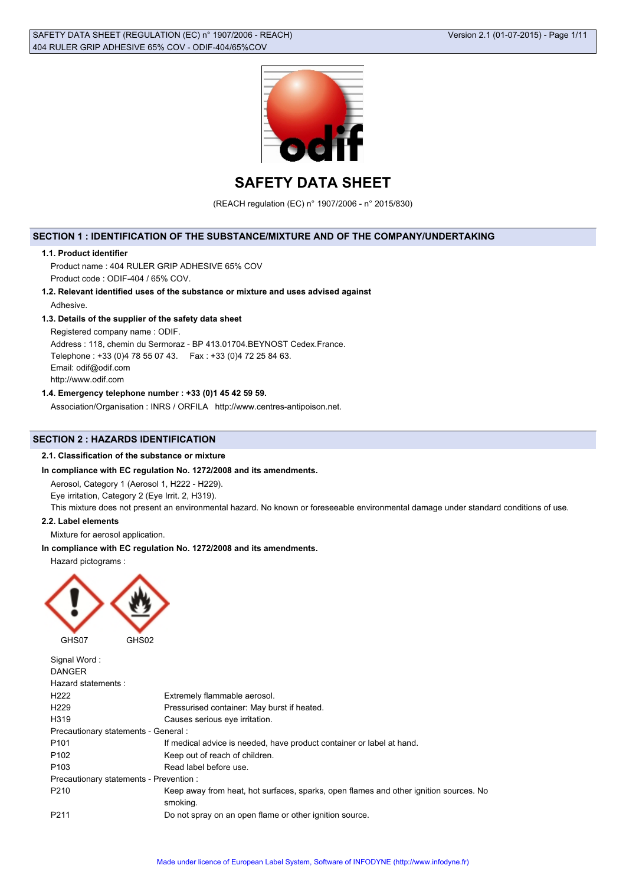# SAFETY DATA SHEET

(REACH regulation (EC) n° 1907/2006 - n° 2015/830)

## SECTION 1 : IDENTIFICATION OF THE SUBSTANCE/MIXTURE AND OF THE COMPANY/UNDERTAKING

### 1.1. Product identifier

Product name : 404 RULER GRIP ADHESIVE 65% COV

Product code : ODIF-404 / 65% COV.

### 1.2. Relevant identified uses of the substance or mixture and uses advised against

Adhesive.

### 1.3. Details of the supplier of the safety data sheet

Registered company name : ODIF.

Address : 118, chemin du Sermoraz - BP 413.01704.BEYNOST Cedex.France.

Telephone : +33 (0)4 78 55 07 43.    Fax : +33 (0)4 72 25 84 63.

Email: odif@odif.com

http://www.odif.com

### 1.4. Emergency telephone number : +33 (0)1 45 42 59 59.

Association/Organisation : INRS / ORFILA   http://www.centres-antipoison.net.

## SECTION 2 : HAZARDS IDENTIFICATION

### 2.1. Classification of the substance or mixture

**In compliance with EC regulation No. 1272/2008 and its amendments.**

Aerosol, Category 1 (Aerosol 1, H222 - H229).

Eye irritation, Category 2 (Eye Irrit. 2, H319).

This mixture does not present an environmental hazard. No known or foreseeable environmental damage under standard conditions of use.

### 2.2. Label elements

Mixture for aerosol application.

**In compliance with EC regulation No. 1272/2008 and its amendments.**

Hazard pictograms :

GHS07    GHS02

Signal Word :

DANGER

Hazard statements :

| | |
|---|---|
| H222 | Extremely flammable aerosol. |
| H229 | Pressurised container: May burst if heated. |
| H319 | Causes serious eye irritation. |

Precautionary statements - General :

| | |
|---|---|
| P101 | If medical advice is needed, have product container or label at hand. |
| P102 | Keep out of reach of children. |
| P103 | Read label before use. |

Precautionary statements - Prevention :

| | |
|---|---|
| P210 | Keep away from heat, hot surfaces, sparks, open flames and other ignition sources. No smoking. |
| P211 | Do not spray on an open flame or other ignition source. |

Made under licence of European Label System, Software of INFODYNE (http://www.infodyne.fr)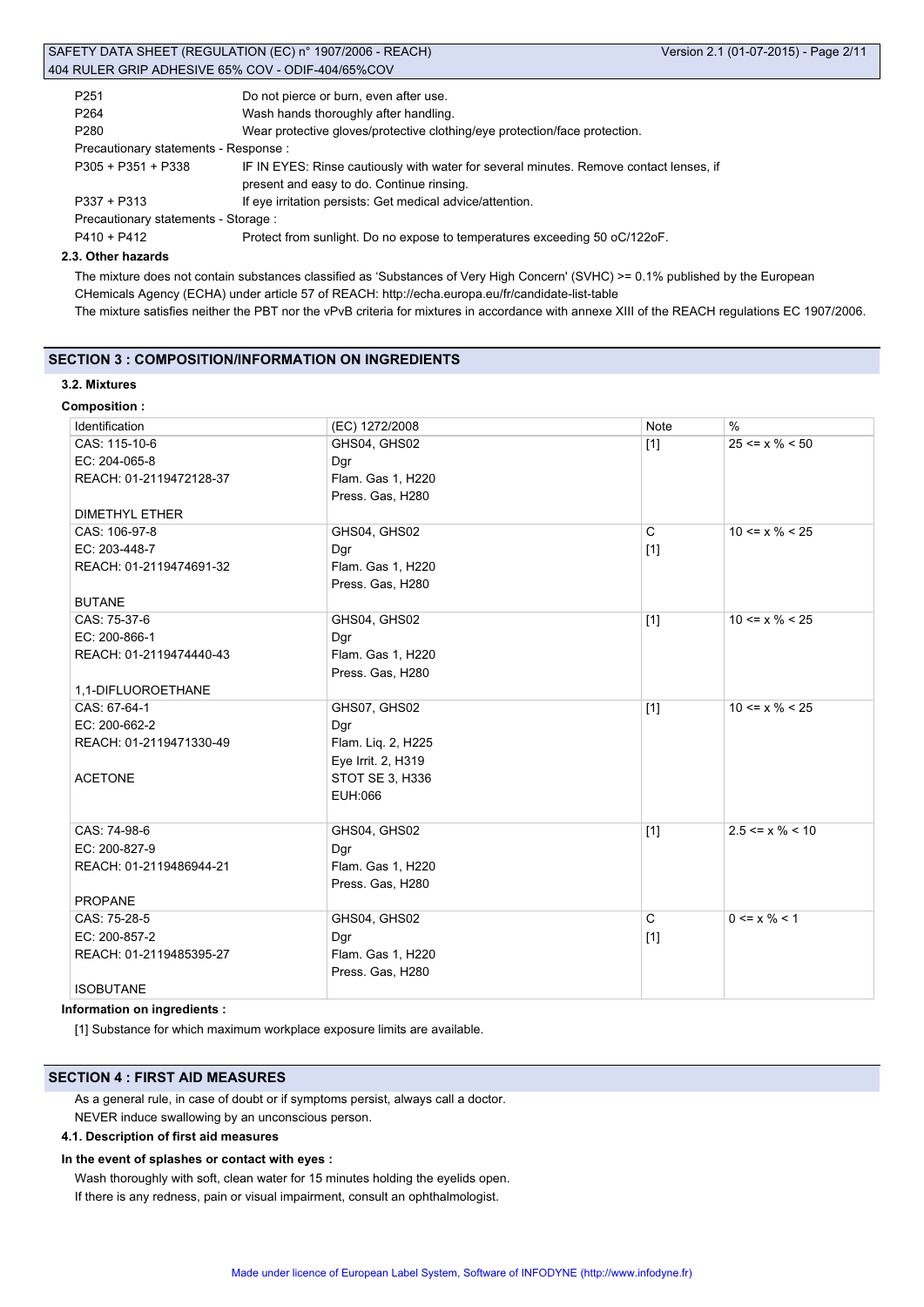| | |
|---|---|
| P251 | Do not pierce or burn, even after use. |
| P264 | Wash hands thoroughly after handling. |
| P280 | Wear protective gloves/protective clothing/eye protection/face protection. |

Precautionary statements - Response :

| | |
|---|---|
| P305 + P351 + P338 | IF IN EYES: Rinse cautiously with water for several minutes. Remove contact lenses, if present and easy to do. Continue rinsing. |
| P337 + P313 | If eye irritation persists: Get medical advice/attention. |

Precautionary statements - Storage :

| | |
|---|---|
| P410 + P412 | Protect from sunlight. Do no expose to temperatures exceeding 50 oC/122oF. |

### 2.3. Other hazards

The mixture does not contain substances classified as 'Substances of Very High Concern' (SVHC) >= 0.1% published by the European CHemicals Agency (ECHA) under article 57 of REACH: http://echa.europa.eu/fr/candidate-list-table

The mixture satisfies neither the PBT nor the vPvB criteria for mixtures in accordance with annexe XIII of the REACH regulations EC 1907/2006.

## SECTION 3 : COMPOSITION/INFORMATION ON INGREDIENTS

### 3.2. Mixtures

**Composition :**

| Identification | (EC) 1272/2008 | Note | % |
|---|---|---|---|
| CAS: 115-10-6<br>EC: 204-065-8<br>REACH: 01-2119472128-37<br><br>DIMETHYL ETHER | GHS04, GHS02<br>Dgr<br>Flam. Gas 1, H220<br>Press. Gas, H280 | [1] | 25 <= x % < 50 |
| CAS: 106-97-8<br>EC: 203-448-7<br>REACH: 01-2119474691-32<br><br>BUTANE | GHS04, GHS02<br>Dgr<br>Flam. Gas 1, H220<br>Press. Gas, H280 | C<br>[1] | 10 <= x % < 25 |
| CAS: 75-37-6<br>EC: 200-866-1<br>REACH: 01-2119474440-43<br><br>1,1-DIFLUOROETHANE | GHS04, GHS02<br>Dgr<br>Flam. Gas 1, H220<br>Press. Gas, H280 | [1] | 10 <= x % < 25 |
| CAS: 67-64-1<br>EC: 200-662-2<br>REACH: 01-2119471330-49<br><br>ACETONE | GHS07, GHS02<br>Dgr<br>Flam. Liq. 2, H225<br>Eye Irrit. 2, H319<br>STOT SE 3, H336<br>EUH:066 | [1] | 10 <= x % < 25 |
| CAS: 74-98-6<br>EC: 200-827-9<br>REACH: 01-2119486944-21<br><br>PROPANE | GHS04, GHS02<br>Dgr<br>Flam. Gas 1, H220<br>Press. Gas, H280 | [1] | 2.5 <= x % < 10 |
| CAS: 75-28-5<br>EC: 200-857-2<br>REACH: 01-2119485395-27<br><br>ISOBUTANE | GHS04, GHS02<br>Dgr<br>Flam. Gas 1, H220<br>Press. Gas, H280 | C<br>[1] | 0 <= x % < 1 |

**Information on ingredients :**

[1] Substance for which maximum workplace exposure limits are available.

## SECTION 4 : FIRST AID MEASURES

As a general rule, in case of doubt or if symptoms persist, always call a doctor.

NEVER induce swallowing by an unconscious person.

### 4.1. Description of first aid measures

**In the event of splashes or contact with eyes :**

Wash thoroughly with soft, clean water for 15 minutes holding the eyelids open.

If there is any redness, pain or visual impairment, consult an ophthalmologist.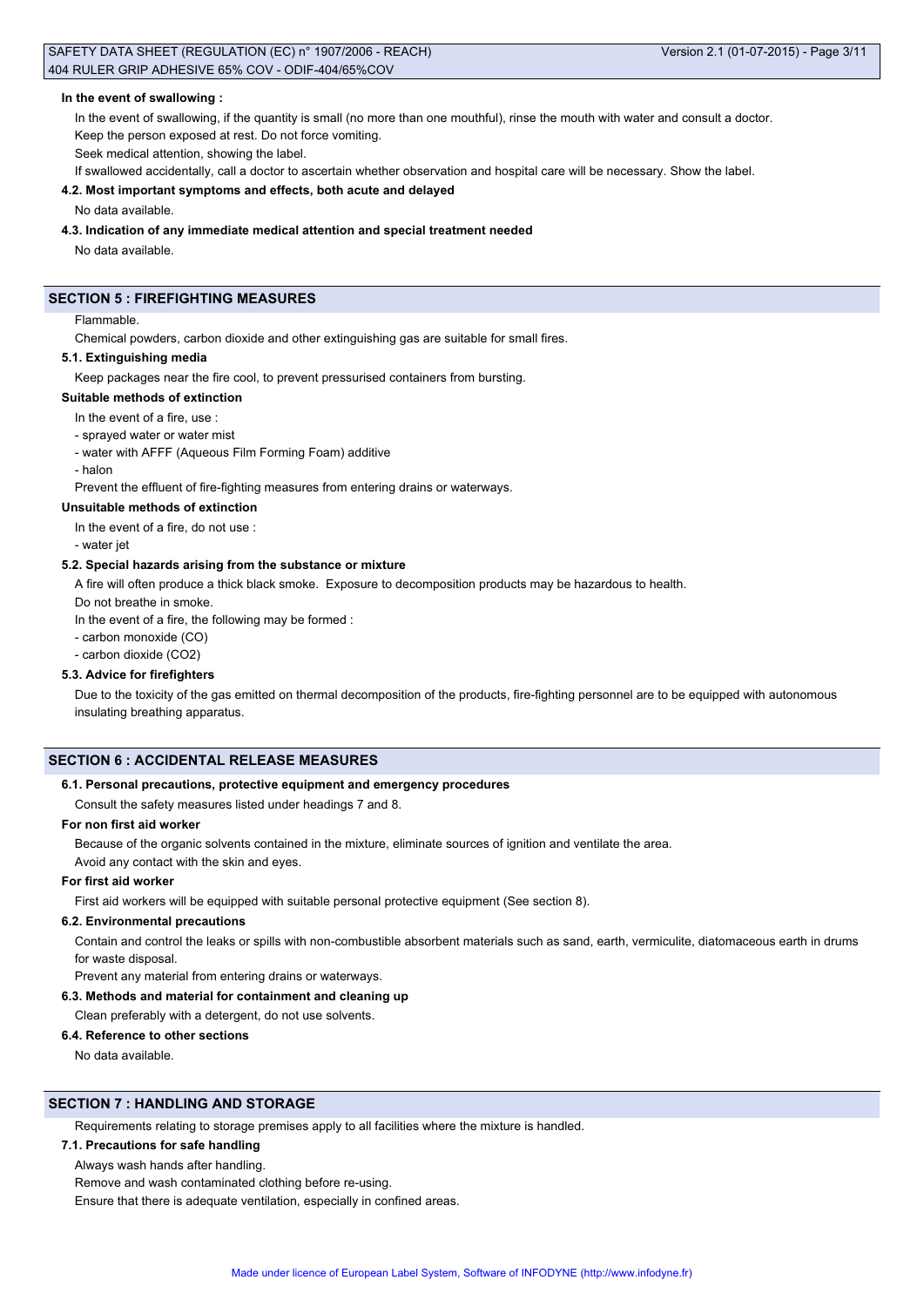**In the event of swallowing :**

In the event of swallowing, if the quantity is small (no more than one mouthful), rinse the mouth with water and consult a doctor.

Keep the person exposed at rest. Do not force vomiting.

Seek medical attention, showing the label.

If swallowed accidentally, call a doctor to ascertain whether observation and hospital care will be necessary. Show the label.

**4.2. Most important symptoms and effects, both acute and delayed**

No data available.

**4.3. Indication of any immediate medical attention and special treatment needed**

No data available.

## SECTION 5 : FIREFIGHTING MEASURES

Flammable.

Chemical powders, carbon dioxide and other extinguishing gas are suitable for small fires.

**5.1. Extinguishing media**

Keep packages near the fire cool, to prevent pressurised containers from bursting.

**Suitable methods of extinction**

In the event of a fire, use :

- sprayed water or water mist
- water with AFFF (Aqueous Film Forming Foam) additive
- halon

Prevent the effluent of fire-fighting measures from entering drains or waterways.

**Unsuitable methods of extinction**

In the event of a fire, do not use :

- water jet

**5.2. Special hazards arising from the substance or mixture**

A fire will often produce a thick black smoke. Exposure to decomposition products may be hazardous to health.

Do not breathe in smoke.

In the event of a fire, the following may be formed :

- carbon monoxide (CO)
- carbon dioxide ($CO_2$)

**5.3. Advice for firefighters**

Due to the toxicity of the gas emitted on thermal decomposition of the products, fire-fighting personnel are to be equipped with autonomous insulating breathing apparatus.

## SECTION 6 : ACCIDENTAL RELEASE MEASURES

**6.1. Personal precautions, protective equipment and emergency procedures**

Consult the safety measures listed under headings 7 and 8.

**For non first aid worker**

Because of the organic solvents contained in the mixture, eliminate sources of ignition and ventilate the area.

Avoid any contact with the skin and eyes.

**For first aid worker**

First aid workers will be equipped with suitable personal protective equipment (See section 8).

**6.2. Environmental precautions**

Contain and control the leaks or spills with non-combustible absorbent materials such as sand, earth, vermiculite, diatomaceous earth in drums for waste disposal.

Prevent any material from entering drains or waterways.

**6.3. Methods and material for containment and cleaning up**

Clean preferably with a detergent, do not use solvents.

**6.4. Reference to other sections**

No data available.

## SECTION 7 : HANDLING AND STORAGE

Requirements relating to storage premises apply to all facilities where the mixture is handled.

**7.1. Precautions for safe handling**

Always wash hands after handling.

Remove and wash contaminated clothing before re-using.

Ensure that there is adequate ventilation, especially in confined areas.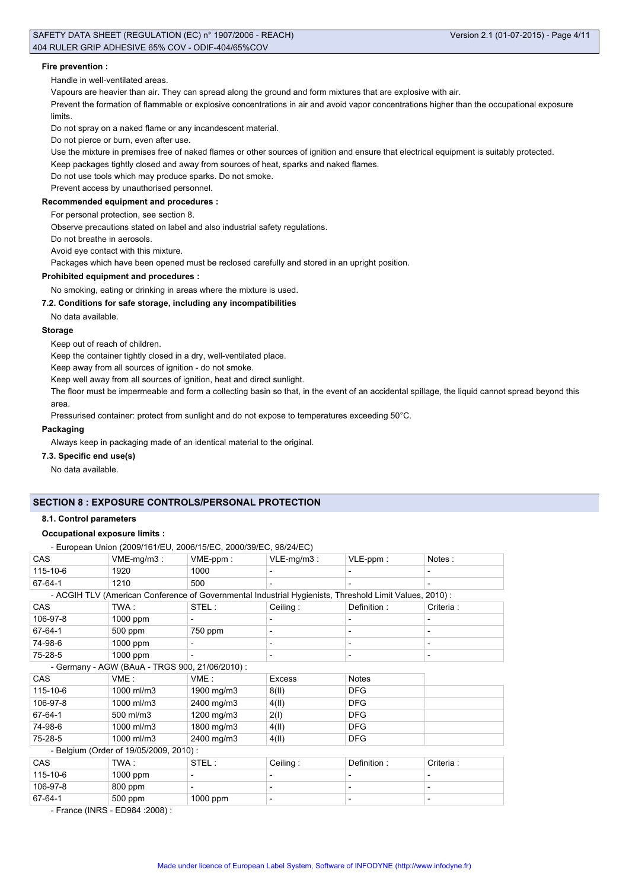**Fire prevention :**

Handle in well-ventilated areas.

Vapours are heavier than air. They can spread along the ground and form mixtures that are explosive with air.

Prevent the formation of flammable or explosive concentrations in air and avoid vapor concentrations higher than the occupational exposure limits.

Do not spray on a naked flame or any incandescent material.

Do not pierce or burn, even after use.

Use the mixture in premises free of naked flames or other sources of ignition and ensure that electrical equipment is suitably protected.

Keep packages tightly closed and away from sources of heat, sparks and naked flames.

Do not use tools which may produce sparks. Do not smoke.

Prevent access by unauthorised personnel.

**Recommended equipment and procedures :**

For personal protection, see section 8.

Observe precautions stated on label and also industrial safety regulations.

Do not breathe in aerosols.

Avoid eye contact with this mixture.

Packages which have been opened must be reclosed carefully and stored in an upright position.

**Prohibited equipment and procedures :**

No smoking, eating or drinking in areas where the mixture is used.

**7.2. Conditions for safe storage, including any incompatibilities**

No data available.

**Storage**

Keep out of reach of children.

Keep the container tightly closed in a dry, well-ventilated place.

Keep away from all sources of ignition - do not smoke.

Keep well away from all sources of ignition, heat and direct sunlight.

The floor must be impermeable and form a collecting basin so that, in the event of an accidental spillage, the liquid cannot spread beyond this area.

Pressurised container: protect from sunlight and do not expose to temperatures exceeding 50°C.

**Packaging**

Always keep in packaging made of an identical material to the original.

**7.3. Specific end use(s)**

No data available.

## SECTION 8 : EXPOSURE CONTROLS/PERSONAL PROTECTION

**8.1. Control parameters**

**Occupational exposure limits :**

- European Union (2009/161/EU, 2006/15/EC, 2000/39/EC, 98/24/EC)

| CAS | VME-mg/m3 : | VME-ppm : | VLE-mg/m3 : | VLE-ppm : | Notes : |
|---|---|---|---|---|---|
| 115-10-6 | 1920 | 1000 | - | - | - |
| 67-64-1 | 1210 | 500 | - | - | - |

- ACGIH TLV (American Conference of Governmental Industrial Hygienists, Threshold Limit Values, 2010) :

| CAS | TWA : | STEL : | Ceiling : | Definition : | Criteria : |
|---|---|---|---|---|---|
| 106-97-8 | 1000 ppm | - | - | - | - |
| 67-64-1 | 500 ppm | 750 ppm | - | - | - |
| 74-98-6 | 1000 ppm | - | - | - | - |
| 75-28-5 | 1000 ppm | - | - | - | - |

- Germany - AGW (BAuA - TRGS 900, 21/06/2010) :

| CAS | VME : | VME : | Excess | Notes |
|---|---|---|---|---|
| 115-10-6 | 1000 ml/m3 | 1900 mg/m3 | 8(II) | DFG |
| 106-97-8 | 1000 ml/m3 | 2400 mg/m3 | 4(II) | DFG |
| 67-64-1 | 500 ml/m3 | 1200 mg/m3 | 2(I) | DFG |
| 74-98-6 | 1000 ml/m3 | 1800 mg/m3 | 4(II) | DFG |
| 75-28-5 | 1000 ml/m3 | 2400 mg/m3 | 4(II) | DFG |

- Belgium (Order of 19/05/2009, 2010) :

| CAS | TWA : | STEL : | Ceiling : | Definition : | Criteria : |
|---|---|---|---|---|---|
| 115-10-6 | 1000 ppm | - | - | - | - |
| 106-97-8 | 800 ppm | - | - | - | - |
| 67-64-1 | 500 ppm | 1000 ppm | - | - | - |

- France (INRS - ED984 :2008) :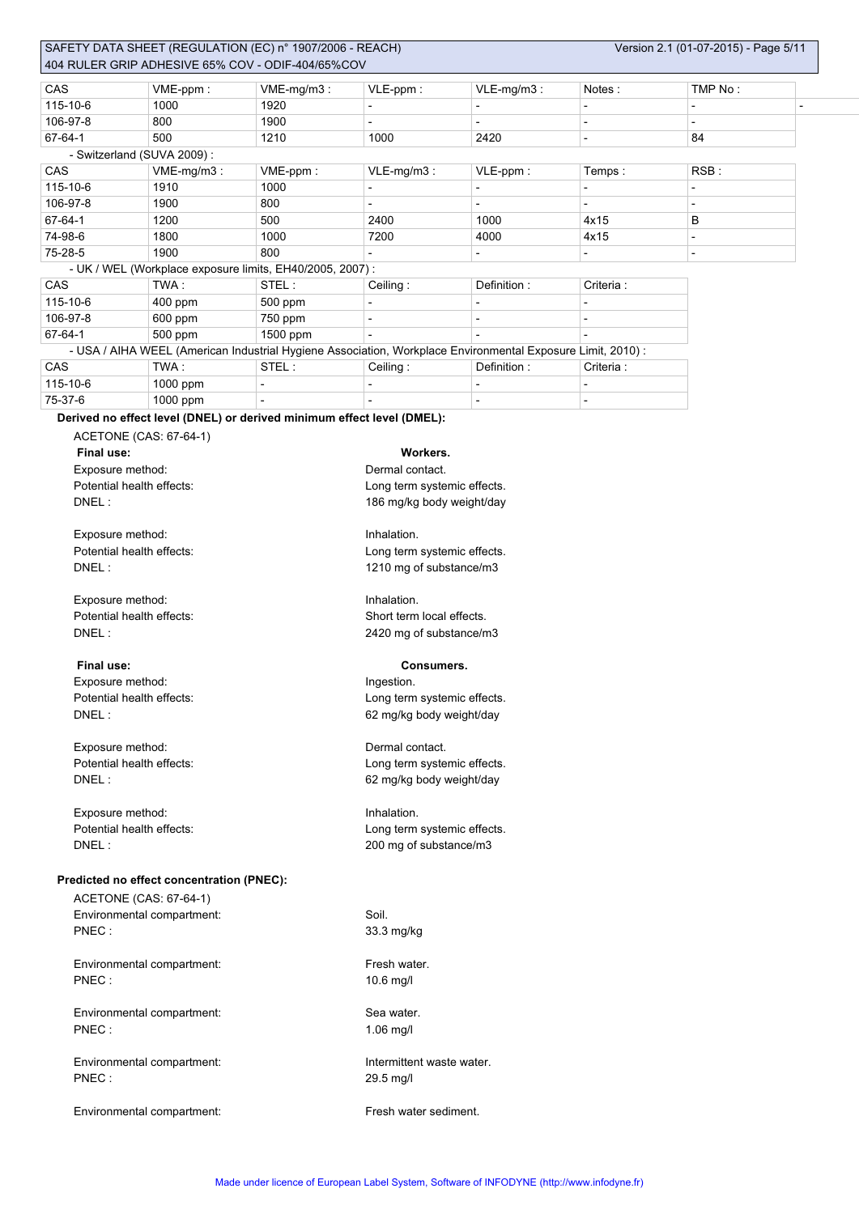| CAS | VME-ppm : | VME-mg/m3 : | VLE-ppm : | VLE-mg/m3 : | Notes : | TMP No : |
|---|---|---|---|---|---|---|
| 115-10-6 | 1000 | 1920 | - | - | - | - |
| 106-97-8 | 800 | 1900 | - | - | - | - |
| 67-64-1 | 500 | 1210 | 1000 | 2420 | - | 84 |

- Switzerland (SUVA 2009) :

| CAS | VME-mg/m3 : | VME-ppm : | VLE-mg/m3 : | VLE-ppm : | Temps : | RSB : |
|---|---|---|---|---|---|---|
| 115-10-6 | 1910 | 1000 | - | - | - | - |
| 106-97-8 | 1900 | 800 | - | - | - | - |
| 67-64-1 | 1200 | 500 | 2400 | 1000 | 4x15 | B |
| 74-98-6 | 1800 | 1000 | 7200 | 4000 | 4x15 | - |
| 75-28-5 | 1900 | 800 | - | - | - | - |

- UK / WEL (Workplace exposure limits, EH40/2005, 2007) :

| CAS | TWA : | STEL : | Ceiling : | Definition : | Criteria : |
|---|---|---|---|---|---|
| 115-10-6 | 400 ppm | 500 ppm | - | - | - |
| 106-97-8 | 600 ppm | 750 ppm | - | - | - |
| 67-64-1 | 500 ppm | 1500 ppm | - | - | - |

- USA / AIHA WEEL (American Industrial Hygiene Association, Workplace Environmental Exposure Limit, 2010) :

| CAS | TWA : | STEL : | Ceiling : | Definition : | Criteria : |
|---|---|---|---|---|---|
| 115-10-6 | 1000 ppm | - | - | - | - |
| 75-37-6 | 1000 ppm | - | - | - | - |

**Derived no effect level (DNEL) or derived minimum effect level (DMEL):**

ACETONE (CAS: 67-64-1)

**Final use:** **Workers.**

Exposure method: Dermal contact.
Potential health effects: Long term systemic effects.
DNEL : 186 mg/kg body weight/day

Exposure method: Inhalation.
Potential health effects: Long term systemic effects.
DNEL : 1210 mg of substance/m3

Exposure method: Inhalation.
Potential health effects: Short term local effects.
DNEL : 2420 mg of substance/m3

**Final use:** **Consumers.**

Exposure method: Ingestion.
Potential health effects: Long term systemic effects.
DNEL : 62 mg/kg body weight/day

Exposure method: Dermal contact.
Potential health effects: Long term systemic effects.
DNEL : 62 mg/kg body weight/day

Exposure method: Inhalation.
Potential health effects: Long term systemic effects.
DNEL : 200 mg of substance/m3

**Predicted no effect concentration (PNEC):**

ACETONE (CAS: 67-64-1)

Environmental compartment: Soil.
PNEC : 33.3 mg/kg

Environmental compartment: Fresh water.
PNEC : 10.6 mg/l

Environmental compartment: Sea water.
PNEC : 1.06 mg/l

Environmental compartment: Intermittent waste water.
PNEC : 29.5 mg/l

Environmental compartment: Fresh water sediment.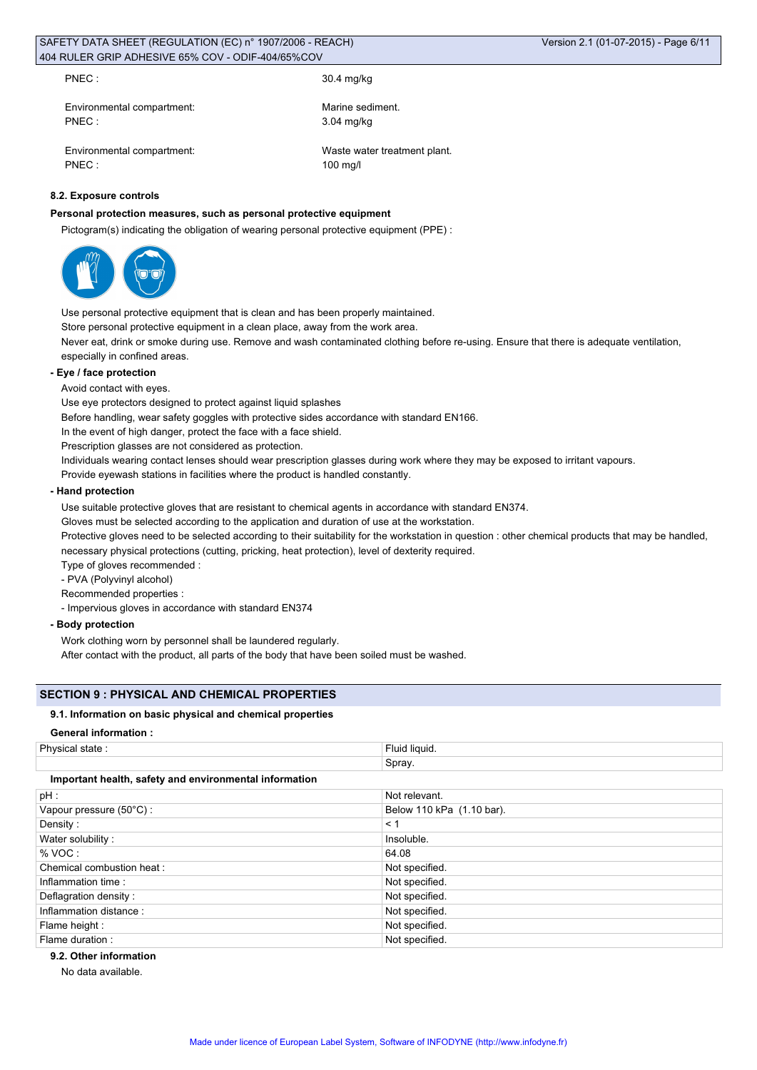PNEC : 30.4 mg/kg

Environmental compartment: Marine sediment.
PNEC : 3.04 mg/kg

Environmental compartment: Waste water treatment plant.
PNEC : 100 mg/l

#### 8.2. Exposure controls

**Personal protection measures, such as personal protective equipment**

Pictogram(s) indicating the obligation of wearing personal protective equipment (PPE) :

Use personal protective equipment that is clean and has been properly maintained.
Store personal protective equipment in a clean place, away from the work area.
Never eat, drink or smoke during use. Remove and wash contaminated clothing before re-using. Ensure that there is adequate ventilation, especially in confined areas.

**- Eye / face protection**

Avoid contact with eyes.
Use eye protectors designed to protect against liquid splashes
Before handling, wear safety goggles with protective sides accordance with standard EN166.
In the event of high danger, protect the face with a face shield.
Prescription glasses are not considered as protection.
Individuals wearing contact lenses should wear prescription glasses during work where they may be exposed to irritant vapours.
Provide eyewash stations in facilities where the product is handled constantly.

**- Hand protection**

Use suitable protective gloves that are resistant to chemical agents in accordance with standard EN374.
Gloves must be selected according to the application and duration of use at the workstation.
Protective gloves need to be selected according to their suitability for the workstation in question : other chemical products that may be handled, necessary physical protections (cutting, pricking, heat protection), level of dexterity required.
Type of gloves recommended :
- PVA (Polyvinyl alcohol)

Recommended properties :
- Impervious gloves in accordance with standard EN374

**- Body protection**

Work clothing worn by personnel shall be laundered regularly.
After contact with the product, all parts of the body that have been soiled must be washed.

## SECTION 9 : PHYSICAL AND CHEMICAL PROPERTIES

#### 9.1. Information on basic physical and chemical properties

**General information :**

| Physical state : | Fluid liquid. |
|---|---|
| | Spray. |

**Important health, safety and environmental information**

| pH : | Not relevant. |
|---|---|
| Vapour pressure (50°C) : | Below 110 kPa (1.10 bar). |
| Density : | < 1 |
| Water solubility : | Insoluble. |
| % VOC : | 64.08 |
| Chemical combustion heat : | Not specified. |
| Inflammation time : | Not specified. |
| Deflagration density : | Not specified. |
| Inflammation distance : | Not specified. |
| Flame height : | Not specified. |
| Flame duration : | Not specified. |

#### 9.2. Other information

No data available.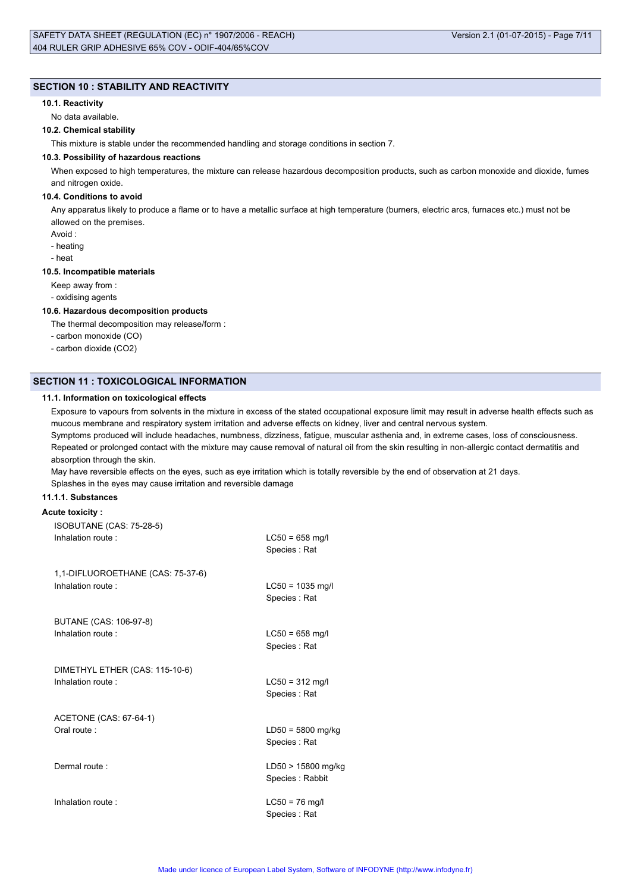## SECTION 10 : STABILITY AND REACTIVITY

#### 10.1. Reactivity

No data available.

#### 10.2. Chemical stability

This mixture is stable under the recommended handling and storage conditions in section 7.

#### 10.3. Possibility of hazardous reactions

When exposed to high temperatures, the mixture can release hazardous decomposition products, such as carbon monoxide and dioxide, fumes and nitrogen oxide.

#### 10.4. Conditions to avoid

Any apparatus likely to produce a flame or to have a metallic surface at high temperature (burners, electric arcs, furnaces etc.) must not be allowed on the premises.

Avoid :

- heating
- heat

#### 10.5. Incompatible materials

Keep away from :

- oxidising agents

#### 10.6. Hazardous decomposition products

The thermal decomposition may release/form :

- carbon monoxide (CO)
- carbon dioxide ($CO_2$)

## SECTION 11 : TOXICOLOGICAL INFORMATION

#### 11.1. Information on toxicological effects

Exposure to vapours from solvents in the mixture in excess of the stated occupational exposure limit may result in adverse health effects such as mucous membrane and respiratory system irritation and adverse effects on kidney, liver and central nervous system.

Symptoms produced will include headaches, numbness, dizziness, fatigue, muscular asthenia and, in extreme cases, loss of consciousness.

Repeated or prolonged contact with the mixture may cause removal of natural oil from the skin resulting in non-allergic contact dermatitis and absorption through the skin.

May have reversible effects on the eyes, such as eye irritation which is totally reversible by the end of observation at 21 days.

Splashes in the eyes may cause irritation and reversible damage

#### 11.1.1. Substances

**Acute toxicity :**

ISOBUTANE (CAS: 75-28-5)

| | |
|---|---|
| Inhalation route : | LC50 = 658 mg/l<br>Species : Rat |

1,1-DIFLUOROETHANE (CAS: 75-37-6)

| | |
|---|---|
| Inhalation route : | LC50 = 1035 mg/l<br>Species : Rat |

BUTANE (CAS: 106-97-8)

| | |
|---|---|
| Inhalation route : | LC50 = 658 mg/l<br>Species : Rat |

DIMETHYL ETHER (CAS: 115-10-6)

| | |
|---|---|
| Inhalation route : | LC50 = 312 mg/l<br>Species : Rat |

ACETONE (CAS: 67-64-1)

| | |
|---|---|
| Oral route : | LD50 = 5800 mg/kg<br>Species : Rat |
| Dermal route : | LD50 > 15800 mg/kg<br>Species : Rabbit |
| Inhalation route : | LC50 = 76 mg/l<br>Species : Rat |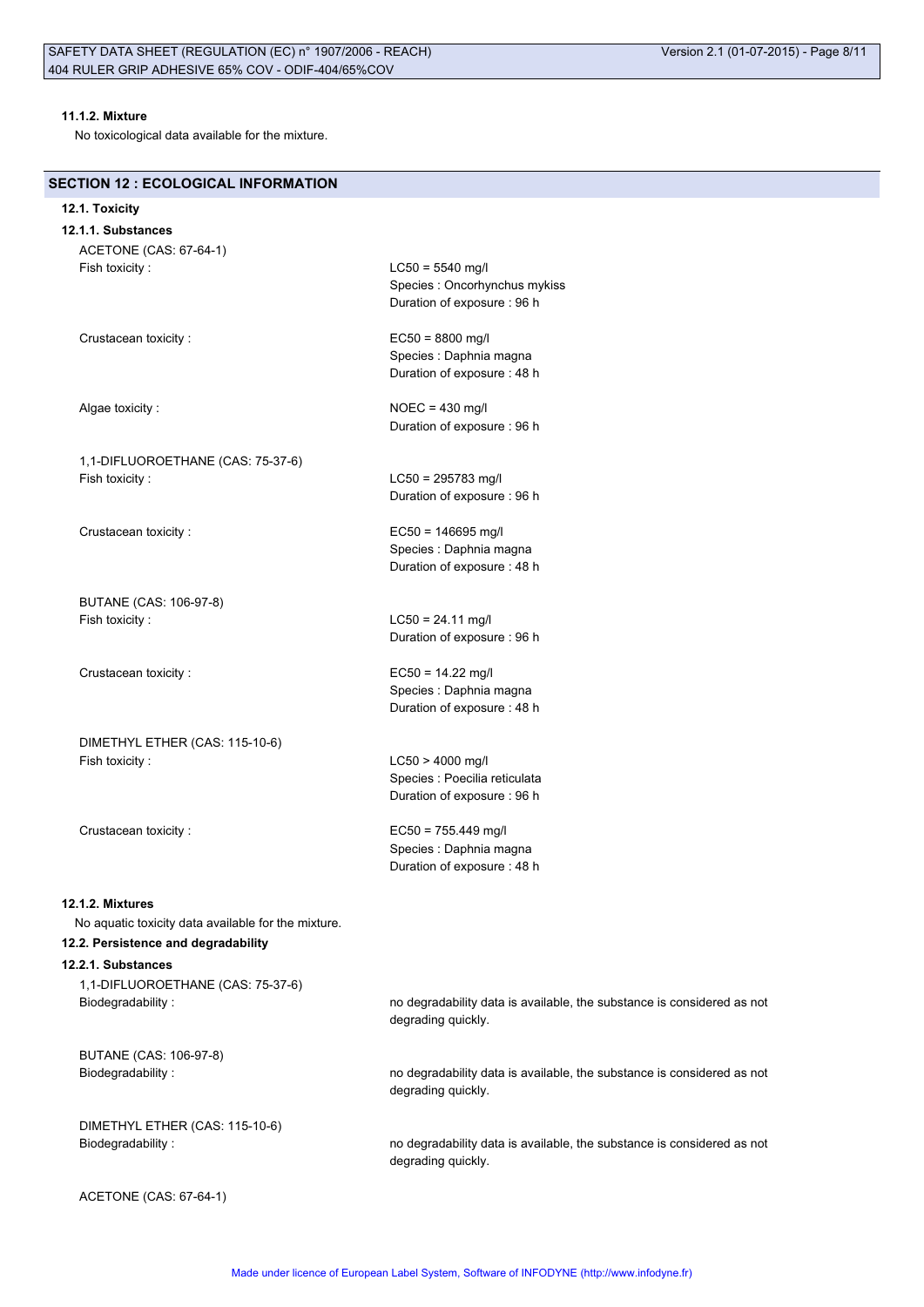#### 11.1.2. Mixture

No toxicological data available for the mixture.

## SECTION 12 : ECOLOGICAL INFORMATION

### 12.1. Toxicity

#### 12.1.1. Substances

ACETONE (CAS: 67-64-1)

Fish toxicity : LC50 = 5540 mg/l
Species : Oncorhynchus mykiss
Duration of exposure : 96 h

Crustacean toxicity : EC50 = 8800 mg/l
Species : Daphnia magna
Duration of exposure : 48 h

Algae toxicity : NOEC = 430 mg/l
Duration of exposure : 96 h

1,1-DIFLUOROETHANE (CAS: 75-37-6)

Fish toxicity : LC50 = 295783 mg/l
Duration of exposure : 96 h

Crustacean toxicity : EC50 = 146695 mg/l
Species : Daphnia magna
Duration of exposure : 48 h

BUTANE (CAS: 106-97-8)

Fish toxicity : LC50 = 24.11 mg/l
Duration of exposure : 96 h

Crustacean toxicity : EC50 = 14.22 mg/l
Species : Daphnia magna
Duration of exposure : 48 h

DIMETHYL ETHER (CAS: 115-10-6)

Fish toxicity : LC50 > 4000 mg/l
Species : Poecilia reticulata
Duration of exposure : 96 h

Crustacean toxicity : EC50 = 755.449 mg/l
Species : Daphnia magna
Duration of exposure : 48 h

#### 12.1.2. Mixtures

No aquatic toxicity data available for the mixture.

### 12.2. Persistence and degradability

#### 12.2.1. Substances

1,1-DIFLUOROETHANE (CAS: 75-37-6)

Biodegradability : no degradability data is available, the substance is considered as not degrading quickly.

BUTANE (CAS: 106-97-8)

Biodegradability : no degradability data is available, the substance is considered as not degrading quickly.

DIMETHYL ETHER (CAS: 115-10-6)

Biodegradability : no degradability data is available, the substance is considered as not degrading quickly.

ACETONE (CAS: 67-64-1)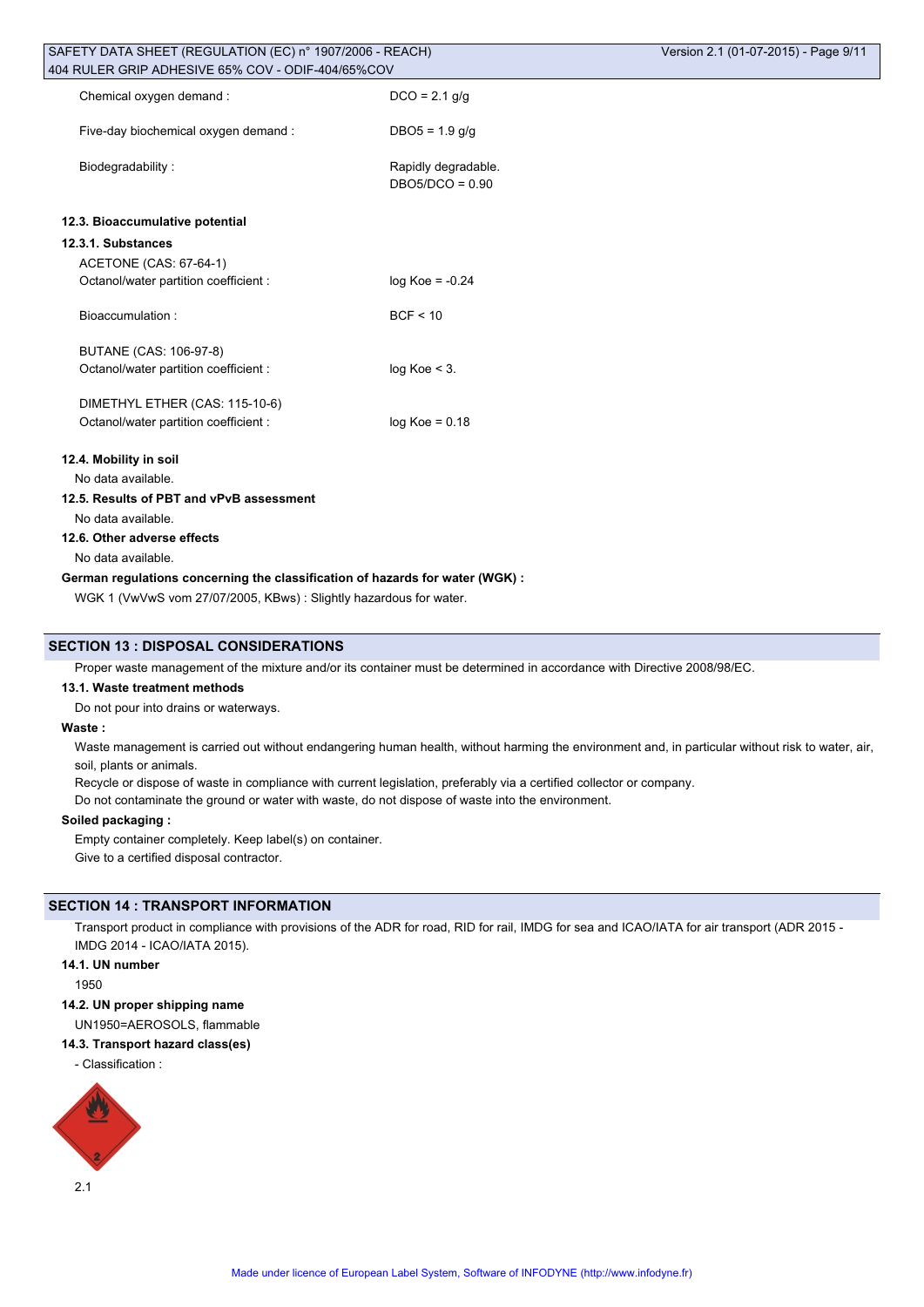| | |
|---|---|
| Chemical oxygen demand : | DCO = 2.1 g/g |
| Five-day biochemical oxygen demand : | DBO5 = 1.9 g/g |
| Biodegradability : | Rapidly degradable.<br>DBO5/DCO = 0.90 |

### 12.3. Bioaccumulative potential

#### 12.3.1. Substances

ACETONE (CAS: 67-64-1)

| | |
|---|---|
| Octanol/water partition coefficient : | log Koe = -0.24 |
| Bioaccumulation : | BCF < 10 |

BUTANE (CAS: 106-97-8)

| | |
|---|---|
| Octanol/water partition coefficient : | log Koe < 3. |

DIMETHYL ETHER (CAS: 115-10-6)

| | |
|---|---|
| Octanol/water partition coefficient : | log Koe = 0.18 |

### 12.4. Mobility in soil

No data available.

### 12.5. Results of PBT and vPvB assessment

No data available.

### 12.6. Other adverse effects

No data available.

**German regulations concerning the classification of hazards for water (WGK) :**

WGK 1 (VwVwS vom 27/07/2005, KBws) : Slightly hazardous for water.

## SECTION 13 : DISPOSAL CONSIDERATIONS

Proper waste management of the mixture and/or its container must be determined in accordance with Directive 2008/98/EC.

### 13.1. Waste treatment methods

Do not pour into drains or waterways.

**Waste :**

Waste management is carried out without endangering human health, without harming the environment and, in particular without risk to water, air, soil, plants or animals.

Recycle or dispose of waste in compliance with current legislation, preferably via a certified collector or company.

Do not contaminate the ground or water with waste, do not dispose of waste into the environment.

**Soiled packaging :**

Empty container completely. Keep label(s) on container.

Give to a certified disposal contractor.

## SECTION 14 : TRANSPORT INFORMATION

Transport product in compliance with provisions of the ADR for road, RID for rail, IMDG for sea and ICAO/IATA for air transport (ADR 2015 - IMDG 2014 - ICAO/IATA 2015).

### 14.1. UN number

1950

### 14.2. UN proper shipping name

UN1950=AEROSOLS, flammable

### 14.3. Transport hazard class(es)

- Classification :

2.1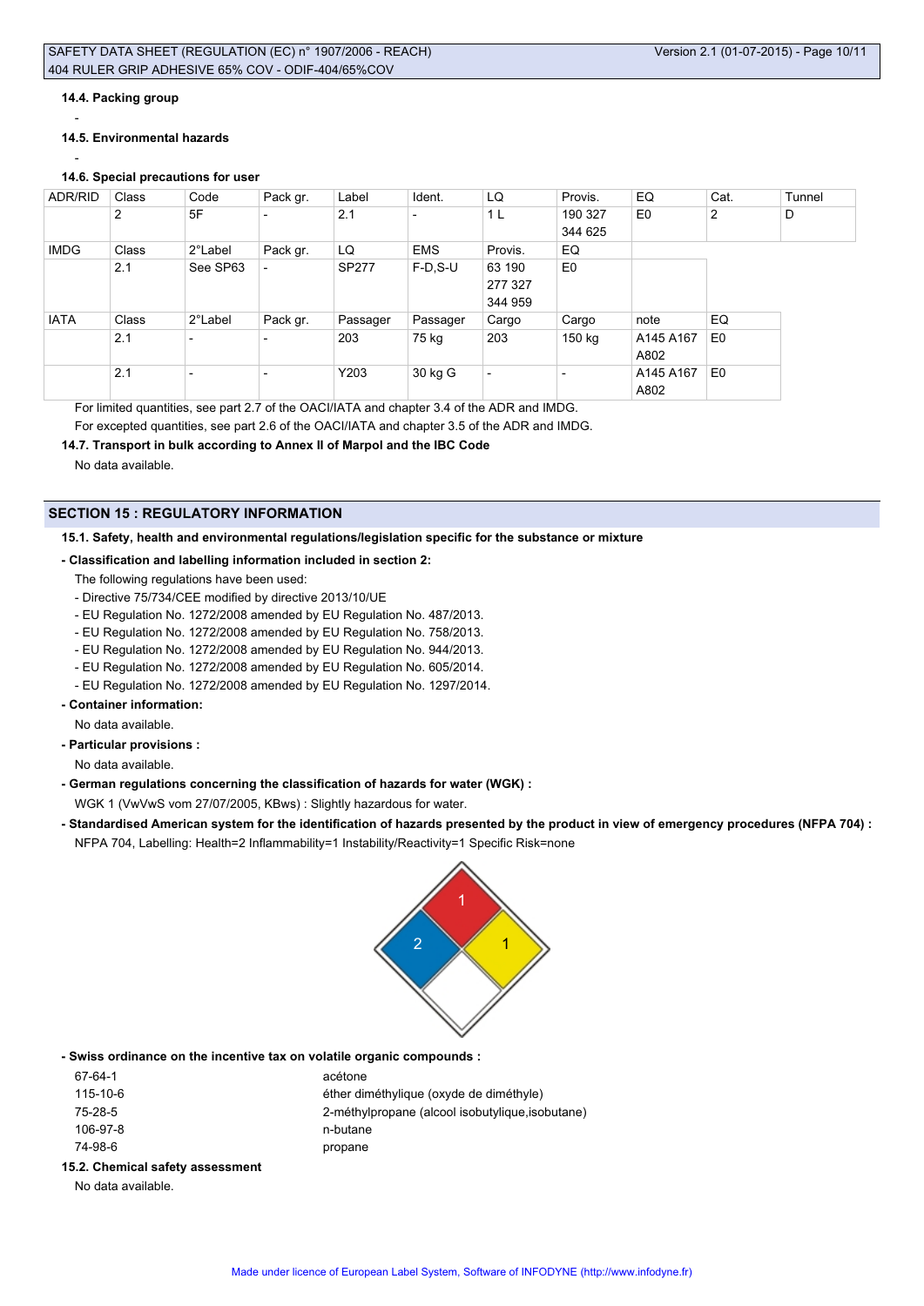#### 14.4. Packing group

-

#### 14.5. Environmental hazards

-

#### 14.6. Special precautions for user

| ADR/RID | Class | Code | Pack gr. | Label | Ident. | LQ | Provis. | EQ | Cat. | Tunnel |
|---|---|---|---|---|---|---|---|---|---|---|
| | 2 | 5F | - | 2.1 | - | 1 L | 190 327 344 625 | E0 | 2 | D |
| IMDG | Class | 2°Label | Pack gr. | LQ | EMS | Provis. | EQ | | | |
| | 2.1 | See SP63 | - | SP277 | F-D,S-U | 63 190 277 327 344 959 | E0 | | | |
| IATA | Class | 2°Label | Pack gr. | Passager | Passager | Cargo | Cargo | note | EQ | |
| | 2.1 | - | - | 203 | 75 kg | 203 | 150 kg | A145 A167 A802 | E0 | |
| | 2.1 | - | - | Y203 | 30 kg G | - | - | A145 A167 A802 | E0 | |

For limited quantities, see part 2.7 of the OACI/IATA and chapter 3.4 of the ADR and IMDG.

For excepted quantities, see part 2.6 of the OACI/IATA and chapter 3.5 of the ADR and IMDG.

#### 14.7. Transport in bulk according to Annex II of Marpol and the IBC Code

No data available.

## SECTION 15 : REGULATORY INFORMATION

#### 15.1. Safety, health and environmental regulations/legislation specific for the substance or mixture

**- Classification and labelling information included in section 2:**

The following regulations have been used:

- Directive 75/734/CEE modified by directive 2013/10/UE
- EU Regulation No. 1272/2008 amended by EU Regulation No. 487/2013.
- EU Regulation No. 1272/2008 amended by EU Regulation No. 758/2013.
- EU Regulation No. 1272/2008 amended by EU Regulation No. 944/2013.
- EU Regulation No. 1272/2008 amended by EU Regulation No. 605/2014.
- EU Regulation No. 1272/2008 amended by EU Regulation No. 1297/2014.

**- Container information:**

No data available.

**- Particular provisions :**

No data available.

**- German regulations concerning the classification of hazards for water (WGK) :**

WGK 1 (VwVwS vom 27/07/2005, KBws) : Slightly hazardous for water.

**- Standardised American system for the identification of hazards presented by the product in view of emergency procedures (NFPA 704) :**

NFPA 704, Labelling: Health=2 Inflammability=1 Instability/Reactivity=1 Specific Risk=none

**- Swiss ordinance on the incentive tax on volatile organic compounds :**

| | |
|---|---|
| 67-64-1 | acétone |
| 115-10-6 | éther diméthylique (oxyde de diméthyle) |
| 75-28-5 | 2-méthylpropane (alcool isobutylique,isobutane) |
| 106-97-8 | n-butane |
| 74-98-6 | propane |

#### 15.2. Chemical safety assessment

No data available.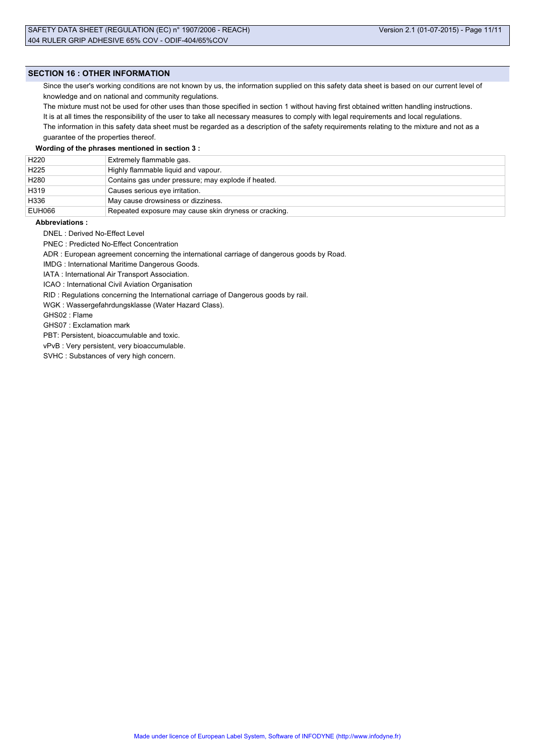## SECTION 16 : OTHER INFORMATION

Since the user's working conditions are not known by us, the information supplied on this safety data sheet is based on our current level of knowledge and on national and community regulations.

The mixture must not be used for other uses than those specified in section 1 without having first obtained written handling instructions.

It is at all times the responsibility of the user to take all necessary measures to comply with legal requirements and local regulations.

The information in this safety data sheet must be regarded as a description of the safety requirements relating to the mixture and not as a guarantee of the properties thereof.

**Wording of the phrases mentioned in section 3 :**

| | |
|---|---|
| H220 | Extremely flammable gas. |
| H225 | Highly flammable liquid and vapour. |
| H280 | Contains gas under pressure; may explode if heated. |
| H319 | Causes serious eye irritation. |
| H336 | May cause drowsiness or dizziness. |
| EUH066 | Repeated exposure may cause skin dryness or cracking. |

**Abbreviations :**

DNEL : Derived No-Effect Level

PNEC : Predicted No-Effect Concentration

ADR : European agreement concerning the international carriage of dangerous goods by Road.

IMDG : International Maritime Dangerous Goods.

IATA : International Air Transport Association.

ICAO : International Civil Aviation Organisation

RID : Regulations concerning the International carriage of Dangerous goods by rail.

WGK : Wassergefahrdungsklasse (Water Hazard Class).

GHS02 : Flame

GHS07 : Exclamation mark

PBT: Persistent, bioaccumulable and toxic.

vPvB : Very persistent, very bioaccumulable.

SVHC : Substances of very high concern.

Made under licence of European Label System, Software of INFODYNE (http://www.infodyne.fr)